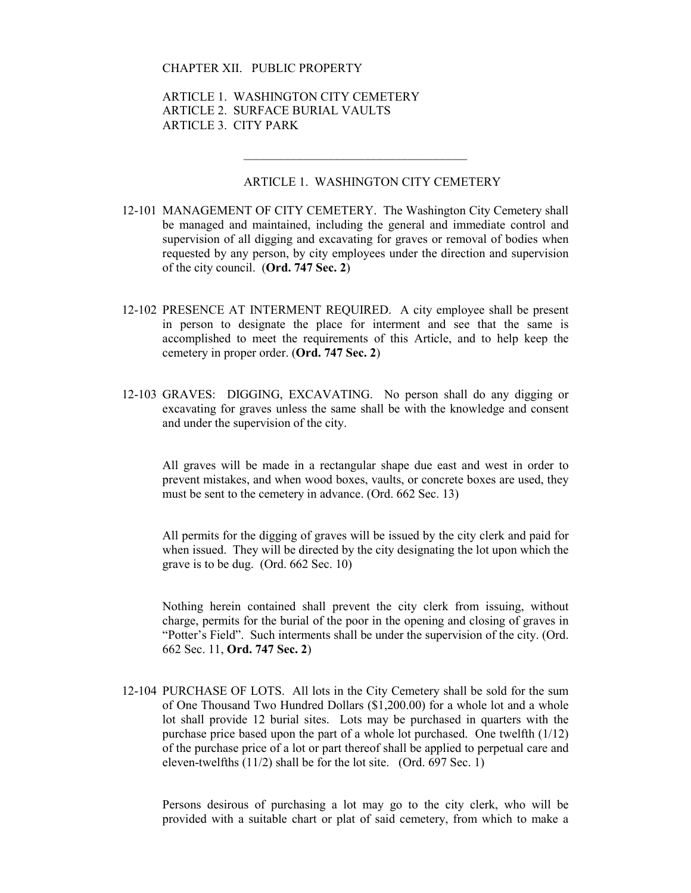# CHAPTER XII. PUBLIC PROPERTY

ARTICLE 1. WASHINGTON CITY CEMETERY
ARTICLE 2. SURFACE BURIAL VAULTS
ARTICLE 3. CITY PARK

---

## ARTICLE 1. WASHINGTON CITY CEMETERY

12-101 MANAGEMENT OF CITY CEMETERY. The Washington City Cemetery shall be managed and maintained, including the general and immediate control and supervision of all digging and excavating for graves or removal of bodies when requested by any person, by city employees under the direction and supervision of the city council. (**Ord. 747 Sec. 2**)

12-102 PRESENCE AT INTERMENT REQUIRED. A city employee shall be present in person to designate the place for interment and see that the same is accomplished to meet the requirements of this Article, and to help keep the cemetery in proper order. (**Ord. 747 Sec. 2**)

12-103 GRAVES: DIGGING, EXCAVATING. No person shall do any digging or excavating for graves unless the same shall be with the knowledge and consent and under the supervision of the city.

All graves will be made in a rectangular shape due east and west in order to prevent mistakes, and when wood boxes, vaults, or concrete boxes are used, they must be sent to the cemetery in advance. (Ord. 662 Sec. 13)

All permits for the digging of graves will be issued by the city clerk and paid for when issued. They will be directed by the city designating the lot upon which the grave is to be dug. (Ord. 662 Sec. 10)

Nothing herein contained shall prevent the city clerk from issuing, without charge, permits for the burial of the poor in the opening and closing of graves in "Potter's Field". Such interments shall be under the supervision of the city. (Ord. 662 Sec. 11, **Ord. 747 Sec. 2**)

12-104 PURCHASE OF LOTS. All lots in the City Cemetery shall be sold for the sum of One Thousand Two Hundred Dollars ($1,200.00) for a whole lot and a whole lot shall provide 12 burial sites. Lots may be purchased in quarters with the purchase price based upon the part of a whole lot purchased. One twelfth (1/12) of the purchase price of a lot or part thereof shall be applied to perpetual care and eleven-twelfths (11/2) shall be for the lot site. (Ord. 697 Sec. 1)

Persons desirous of purchasing a lot may go to the city clerk, who will be provided with a suitable chart or plat of said cemetery, from which to make a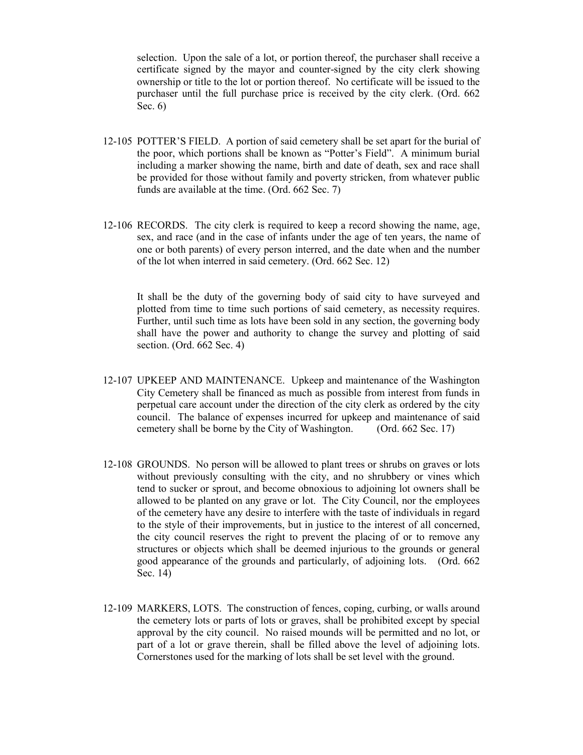selection. Upon the sale of a lot, or portion thereof, the purchaser shall receive a certificate signed by the mayor and counter-signed by the city clerk showing ownership or title to the lot or portion thereof. No certificate will be issued to the purchaser until the full purchase price is received by the city clerk. (Ord. 662 Sec. 6)

12-105 POTTER'S FIELD. A portion of said cemetery shall be set apart for the burial of the poor, which portions shall be known as "Potter's Field". A minimum burial including a marker showing the name, birth and date of death, sex and race shall be provided for those without family and poverty stricken, from whatever public funds are available at the time. (Ord. 662 Sec. 7)

12-106 RECORDS. The city clerk is required to keep a record showing the name, age, sex, and race (and in the case of infants under the age of ten years, the name of one or both parents) of every person interred, and the date when and the number of the lot when interred in said cemetery. (Ord. 662 Sec. 12)

It shall be the duty of the governing body of said city to have surveyed and plotted from time to time such portions of said cemetery, as necessity requires. Further, until such time as lots have been sold in any section, the governing body shall have the power and authority to change the survey and plotting of said section. (Ord. 662 Sec. 4)

12-107 UPKEEP AND MAINTENANCE. Upkeep and maintenance of the Washington City Cemetery shall be financed as much as possible from interest from funds in perpetual care account under the direction of the city clerk as ordered by the city council. The balance of expenses incurred for upkeep and maintenance of said cemetery shall be borne by the City of Washington. (Ord. 662 Sec. 17)

12-108 GROUNDS. No person will be allowed to plant trees or shrubs on graves or lots without previously consulting with the city, and no shrubbery or vines which tend to sucker or sprout, and become obnoxious to adjoining lot owners shall be allowed to be planted on any grave or lot. The City Council, nor the employees of the cemetery have any desire to interfere with the taste of individuals in regard to the style of their improvements, but in justice to the interest of all concerned, the city council reserves the right to prevent the placing of or to remove any structures or objects which shall be deemed injurious to the grounds or general good appearance of the grounds and particularly, of adjoining lots. (Ord. 662 Sec. 14)

12-109 MARKERS, LOTS. The construction of fences, coping, curbing, or walls around the cemetery lots or parts of lots or graves, shall be prohibited except by special approval by the city council. No raised mounds will be permitted and no lot, or part of a lot or grave therein, shall be filled above the level of adjoining lots. Cornerstones used for the marking of lots shall be set level with the ground.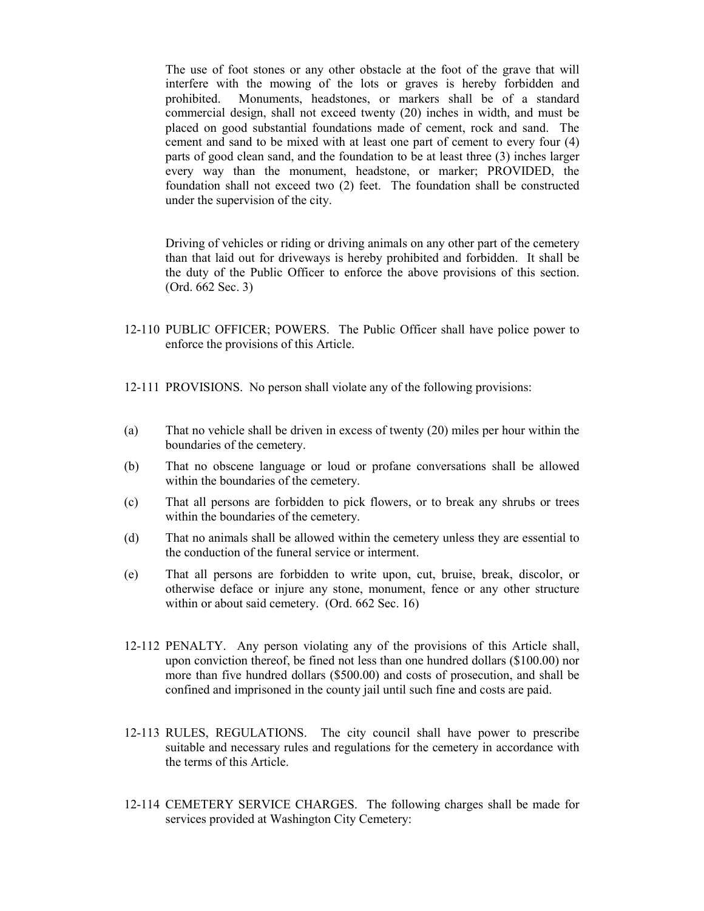The use of foot stones or any other obstacle at the foot of the grave that will interfere with the mowing of the lots or graves is hereby forbidden and prohibited. Monuments, headstones, or markers shall be of a standard commercial design, shall not exceed twenty (20) inches in width, and must be placed on good substantial foundations made of cement, rock and sand. The cement and sand to be mixed with at least one part of cement to every four (4) parts of good clean sand, and the foundation to be at least three (3) inches larger every way than the monument, headstone, or marker; PROVIDED, the foundation shall not exceed two (2) feet. The foundation shall be constructed under the supervision of the city.

Driving of vehicles or riding or driving animals on any other part of the cemetery than that laid out for driveways is hereby prohibited and forbidden. It shall be the duty of the Public Officer to enforce the above provisions of this section. (Ord. 662 Sec. 3)

12-110 PUBLIC OFFICER; POWERS. The Public Officer shall have police power to enforce the provisions of this Article.

12-111 PROVISIONS. No person shall violate any of the following provisions:

(a) That no vehicle shall be driven in excess of twenty (20) miles per hour within the boundaries of the cemetery.

(b) That no obscene language or loud or profane conversations shall be allowed within the boundaries of the cemetery.

(c) That all persons are forbidden to pick flowers, or to break any shrubs or trees within the boundaries of the cemetery.

(d) That no animals shall be allowed within the cemetery unless they are essential to the conduction of the funeral service or interment.

(e) That all persons are forbidden to write upon, cut, bruise, break, discolor, or otherwise deface or injure any stone, monument, fence or any other structure within or about said cemetery. (Ord. 662 Sec. 16)

12-112 PENALTY. Any person violating any of the provisions of this Article shall, upon conviction thereof, be fined not less than one hundred dollars ($100.00) nor more than five hundred dollars ($500.00) and costs of prosecution, and shall be confined and imprisoned in the county jail until such fine and costs are paid.

12-113 RULES, REGULATIONS. The city council shall have power to prescribe suitable and necessary rules and regulations for the cemetery in accordance with the terms of this Article.

12-114 CEMETERY SERVICE CHARGES. The following charges shall be made for services provided at Washington City Cemetery: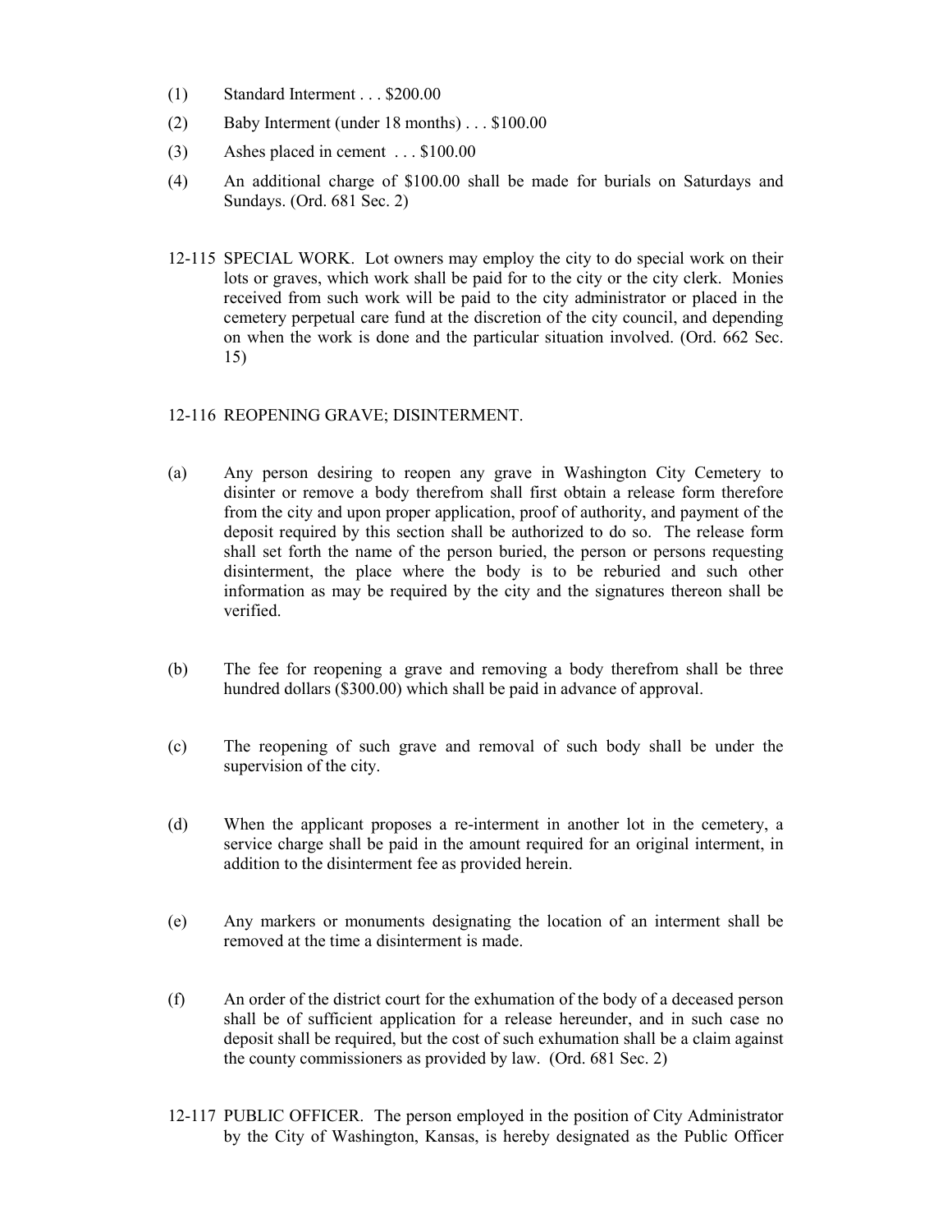(1) Standard Interment . . . $200.00

(2) Baby Interment (under 18 months) . . . $100.00

(3) Ashes placed in cement . . . $100.00

(4) An additional charge of $100.00 shall be made for burials on Saturdays and Sundays. (Ord. 681 Sec. 2)

12-115 SPECIAL WORK. Lot owners may employ the city to do special work on their lots or graves, which work shall be paid for to the city or the city clerk. Monies received from such work will be paid to the city administrator or placed in the cemetery perpetual care fund at the discretion of the city council, and depending on when the work is done and the particular situation involved. (Ord. 662 Sec. 15)

12-116 REOPENING GRAVE; DISINTERMENT.

(a) Any person desiring to reopen any grave in Washington City Cemetery to disinter or remove a body therefrom shall first obtain a release form therefore from the city and upon proper application, proof of authority, and payment of the deposit required by this section shall be authorized to do so. The release form shall set forth the name of the person buried, the person or persons requesting disinterment, the place where the body is to be reburied and such other information as may be required by the city and the signatures thereon shall be verified.

(b) The fee for reopening a grave and removing a body therefrom shall be three hundred dollars ($300.00) which shall be paid in advance of approval.

(c) The reopening of such grave and removal of such body shall be under the supervision of the city.

(d) When the applicant proposes a re-interment in another lot in the cemetery, a service charge shall be paid in the amount required for an original interment, in addition to the disinterment fee as provided herein.

(e) Any markers or monuments designating the location of an interment shall be removed at the time a disinterment is made.

(f) An order of the district court for the exhumation of the body of a deceased person shall be of sufficient application for a release hereunder, and in such case no deposit shall be required, but the cost of such exhumation shall be a claim against the county commissioners as provided by law. (Ord. 681 Sec. 2)

12-117 PUBLIC OFFICER. The person employed in the position of City Administrator by the City of Washington, Kansas, is hereby designated as the Public Officer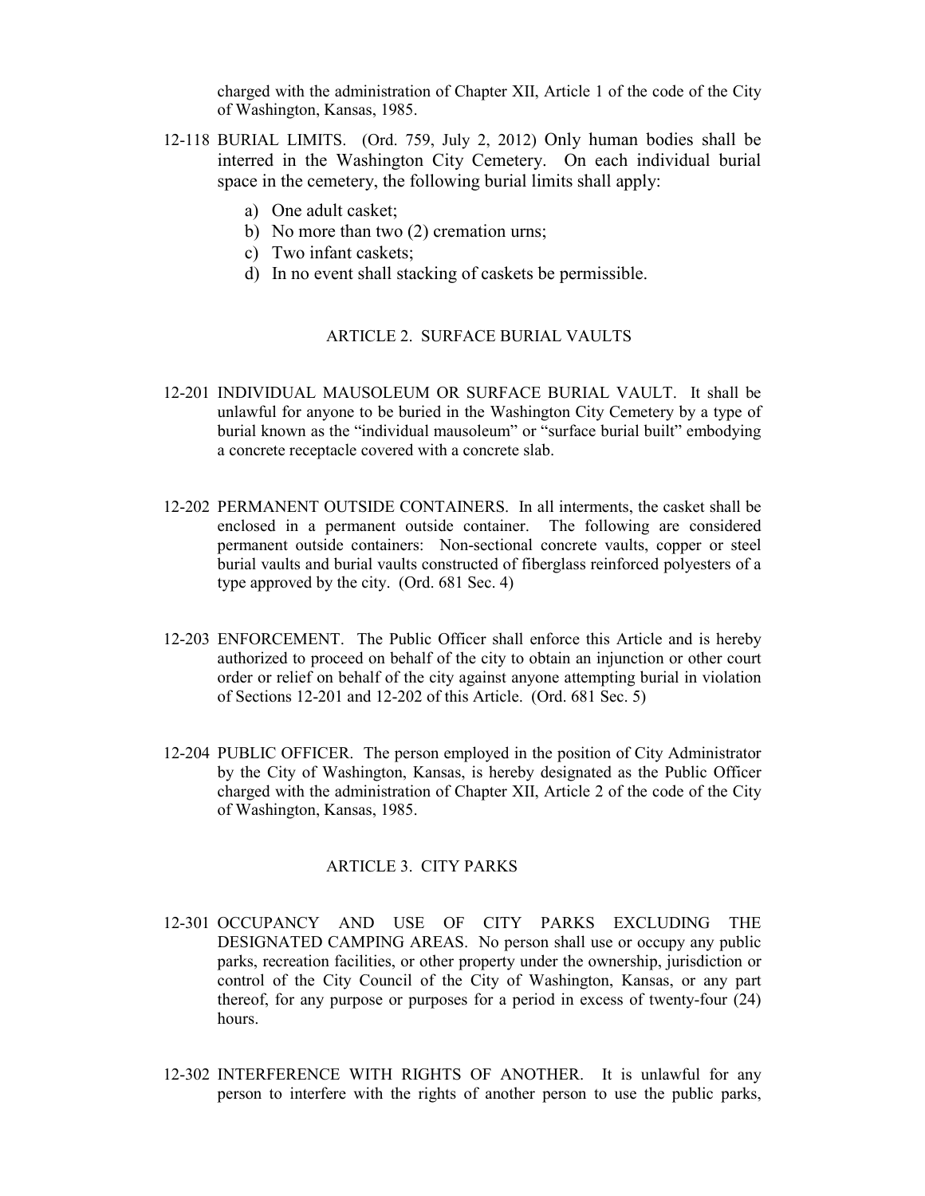charged with the administration of Chapter XII, Article 1 of the code of the City of Washington, Kansas, 1985.

12-118 BURIAL LIMITS. (Ord. 759, July 2, 2012) Only human bodies shall be interred in the Washington City Cemetery. On each individual burial space in the cemetery, the following burial limits shall apply:

a) One adult casket;
b) No more than two (2) cremation urns;
c) Two infant caskets;
d) In no event shall stacking of caskets be permissible.

## ARTICLE 2. SURFACE BURIAL VAULTS

12-201 INDIVIDUAL MAUSOLEUM OR SURFACE BURIAL VAULT. It shall be unlawful for anyone to be buried in the Washington City Cemetery by a type of burial known as the "individual mausoleum" or "surface burial built" embodying a concrete receptacle covered with a concrete slab.

12-202 PERMANENT OUTSIDE CONTAINERS. In all interments, the casket shall be enclosed in a permanent outside container. The following are considered permanent outside containers: Non-sectional concrete vaults, copper or steel burial vaults and burial vaults constructed of fiberglass reinforced polyesters of a type approved by the city. (Ord. 681 Sec. 4)

12-203 ENFORCEMENT. The Public Officer shall enforce this Article and is hereby authorized to proceed on behalf of the city to obtain an injunction or other court order or relief on behalf of the city against anyone attempting burial in violation of Sections 12-201 and 12-202 of this Article. (Ord. 681 Sec. 5)

12-204 PUBLIC OFFICER. The person employed in the position of City Administrator by the City of Washington, Kansas, is hereby designated as the Public Officer charged with the administration of Chapter XII, Article 2 of the code of the City of Washington, Kansas, 1985.

## ARTICLE 3. CITY PARKS

12-301 OCCUPANCY AND USE OF CITY PARKS EXCLUDING THE DESIGNATED CAMPING AREAS. No person shall use or occupy any public parks, recreation facilities, or other property under the ownership, jurisdiction or control of the City Council of the City of Washington, Kansas, or any part thereof, for any purpose or purposes for a period in excess of twenty-four (24) hours.

12-302 INTERFERENCE WITH RIGHTS OF ANOTHER. It is unlawful for any person to interfere with the rights of another person to use the public parks,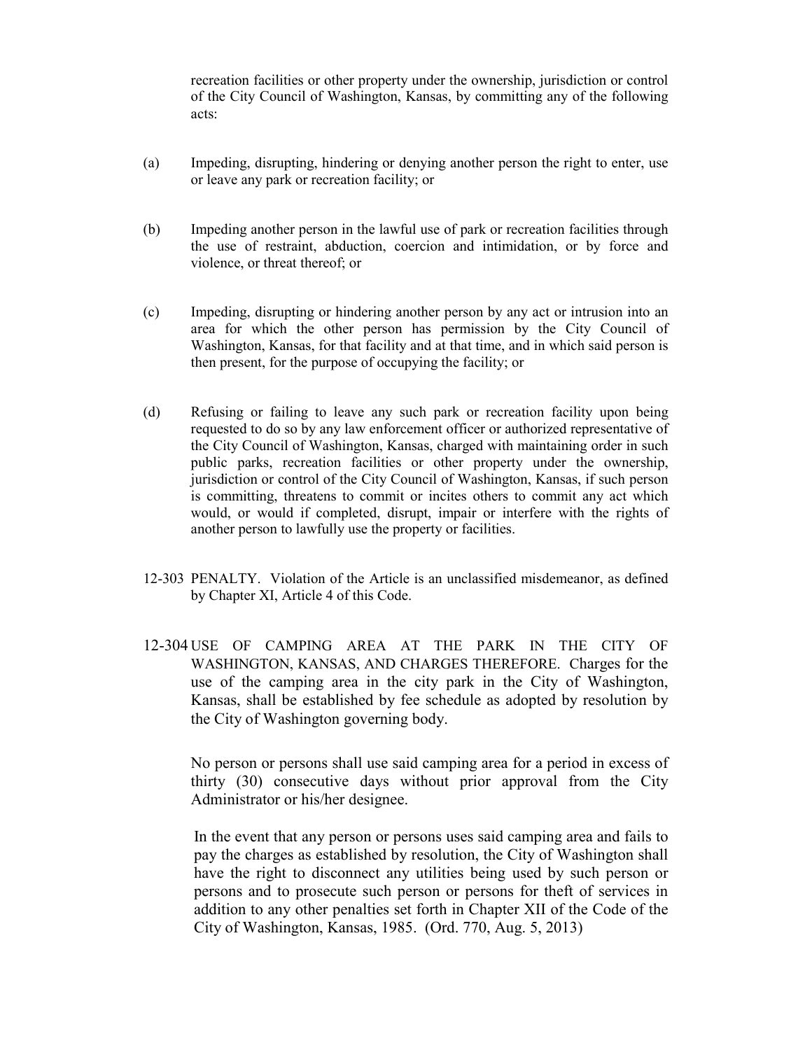recreation facilities or other property under the ownership, jurisdiction or control of the City Council of Washington, Kansas, by committing any of the following acts:

(a) Impeding, disrupting, hindering or denying another person the right to enter, use or leave any park or recreation facility; or

(b) Impeding another person in the lawful use of park or recreation facilities through the use of restraint, abduction, coercion and intimidation, or by force and violence, or threat thereof; or

(c) Impeding, disrupting or hindering another person by any act or intrusion into an area for which the other person has permission by the City Council of Washington, Kansas, for that facility and at that time, and in which said person is then present, for the purpose of occupying the facility; or

(d) Refusing or failing to leave any such park or recreation facility upon being requested to do so by any law enforcement officer or authorized representative of the City Council of Washington, Kansas, charged with maintaining order in such public parks, recreation facilities or other property under the ownership, jurisdiction or control of the City Council of Washington, Kansas, if such person is committing, threatens to commit or incites others to commit any act which would, or would if completed, disrupt, impair or interfere with the rights of another person to lawfully use the property or facilities.

12-303 PENALTY. Violation of the Article is an unclassified misdemeanor, as defined by Chapter XI, Article 4 of this Code.

12-304 USE OF CAMPING AREA AT THE PARK IN THE CITY OF WASHINGTON, KANSAS, AND CHARGES THEREFORE. Charges for the use of the camping area in the city park in the City of Washington, Kansas, shall be established by fee schedule as adopted by resolution by the City of Washington governing body.

No person or persons shall use said camping area for a period in excess of thirty (30) consecutive days without prior approval from the City Administrator or his/her designee.

In the event that any person or persons uses said camping area and fails to pay the charges as established by resolution, the City of Washington shall have the right to disconnect any utilities being used by such person or persons and to prosecute such person or persons for theft of services in addition to any other penalties set forth in Chapter XII of the Code of the City of Washington, Kansas, 1985. (Ord. 770, Aug. 5, 2013)